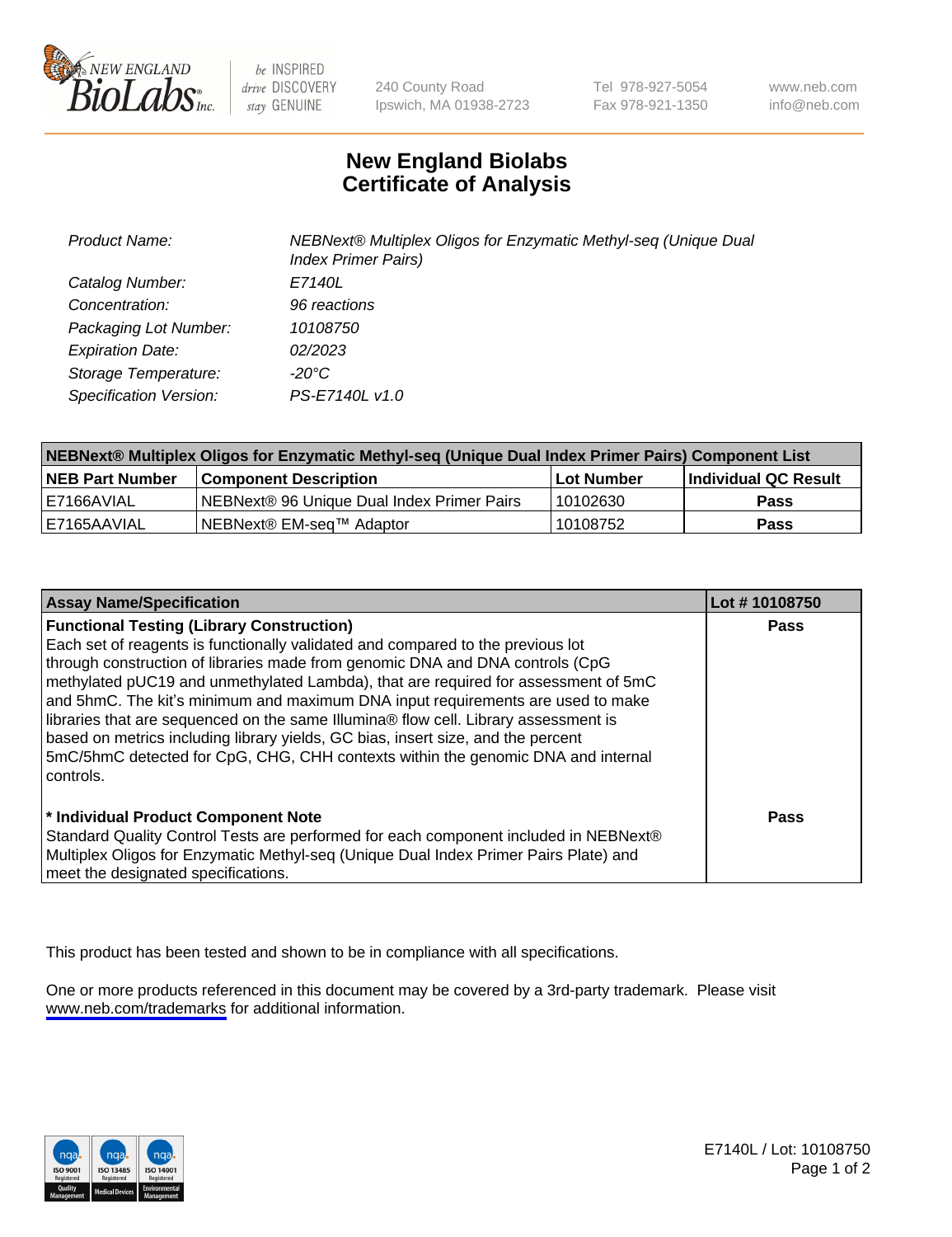# New England Biolabs Certificate of Analysis

| | |
|---|---|
| Product Name: | NEBNext® Multiplex Oligos for Enzymatic Methyl-seq (Unique Dual Index Primer Pairs) |
| Catalog Number: | E7140L |
| Concentration: | 96 reactions |
| Packaging Lot Number: | 10108750 |
| Expiration Date: | 02/2023 |
| Storage Temperature: | -20°C |
| Specification Version: | PS-E7140L v1.0 |

| NEBNext® Multiplex Oligos for Enzymatic Methyl-seq (Unique Dual Index Primer Pairs) Component List | | | |
|---|---|---|---|
| **NEB Part Number** | **Component Description** | **Lot Number** | **Individual QC Result** |
| E7166AVIAL | NEBNext® 96 Unique Dual Index Primer Pairs | 10102630 | **Pass** |
| E7165AAVIAL | NEBNext® EM-seq™ Adaptor | 10108752 | **Pass** |

| Assay Name/Specification | Lot # 10108750 |
|---|---|
| **Functional Testing (Library Construction)** Each set of reagents is functionally validated and compared to the previous lot through construction of libraries made from genomic DNA and DNA controls (CpG methylated pUC19 and unmethylated Lambda), that are required for assessment of 5mC and 5hmC. The kit's minimum and maximum DNA input requirements are used to make libraries that are sequenced on the same Illumina® flow cell. Library assessment is based on metrics including library yields, GC bias, insert size, and the percent 5mC/5hmC detected for CpG, CHG, CHH contexts within the genomic DNA and internal controls. | **Pass** |
| **\* Individual Product Component Note** Standard Quality Control Tests are performed for each component included in NEBNext® Multiplex Oligos for Enzymatic Methyl-seq (Unique Dual Index Primer Pairs Plate) and meet the designated specifications. | **Pass** |

This product has been tested and shown to be in compliance with all specifications.

One or more products referenced in this document may be covered by a 3rd-party trademark. Please visit www.neb.com/trademarks for additional information.

E7140L / Lot: 10108750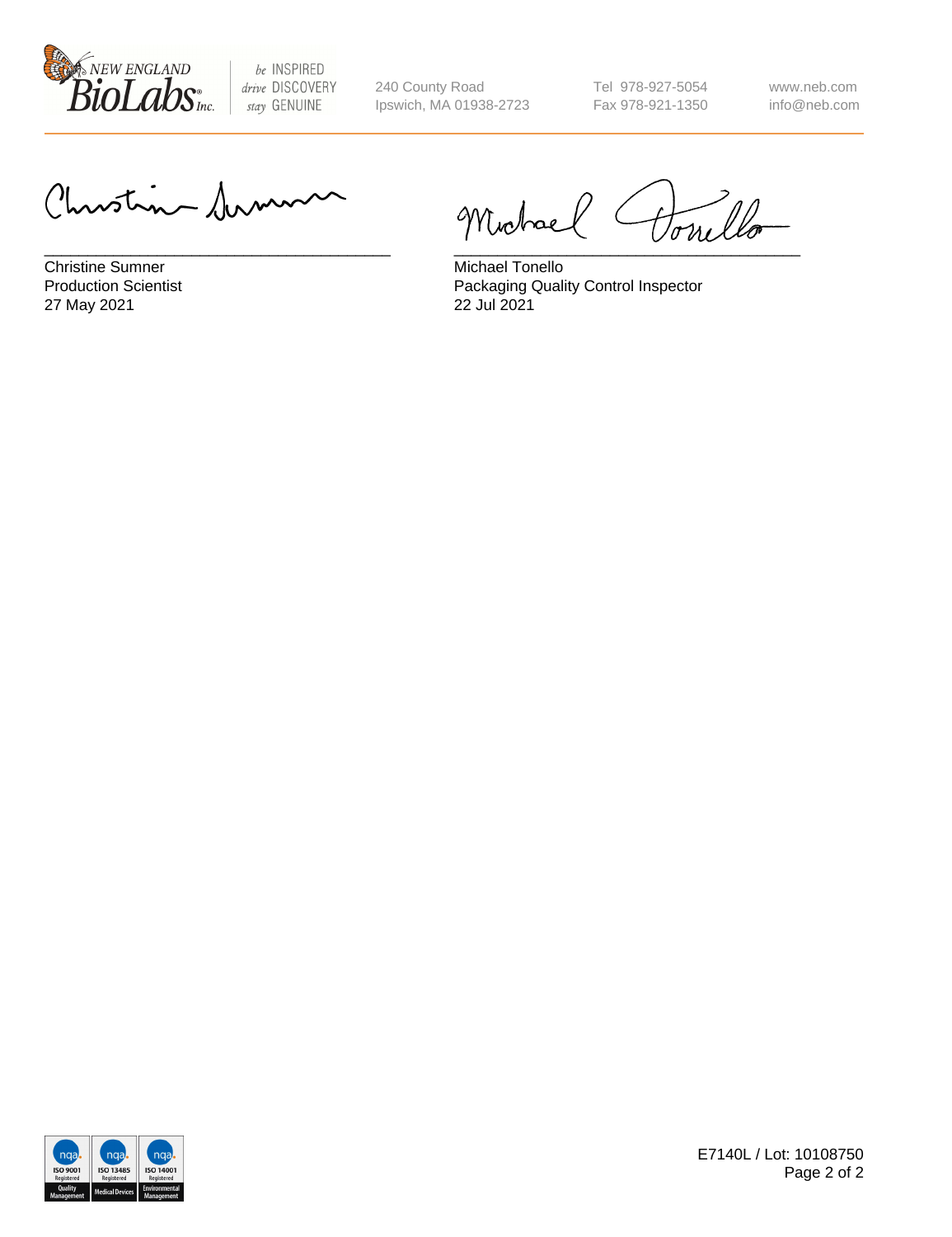Christine Sumner
Production Scientist
27 May 2021

Michael Tonello
Packaging Quality Control Inspector
22 Jul 2021

E7140L / Lot: 10108750